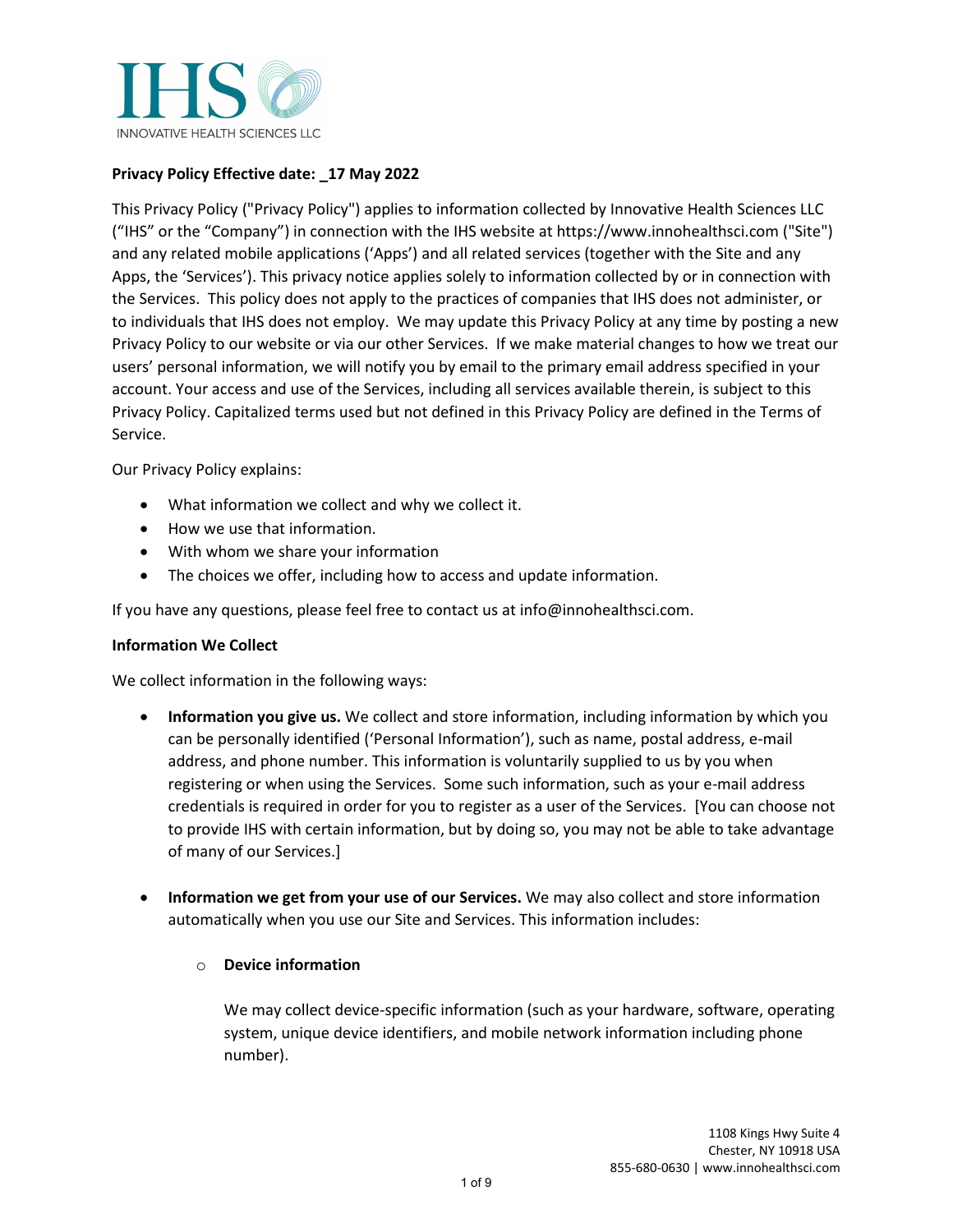IHS

INNOVATIVE HEALTH SCIENCES LLC

**Privacy Policy Effective date: _17 May 2022**

This Privacy Policy ("Privacy Policy") applies to information collected by Innovative Health Sciences LLC ("IHS" or the "Company") in connection with the IHS website at https://www.innohealthsci.com ("Site") and any related mobile applications ('Apps') and all related services (together with the Site and any Apps, the 'Services'). This privacy notice applies solely to information collected by or in connection with the Services. This policy does not apply to the practices of companies that IHS does not administer, or to individuals that IHS does not employ. We may update this Privacy Policy at any time by posting a new Privacy Policy to our website or via our other Services. If we make material changes to how we treat our users' personal information, we will notify you by email to the primary email address specified in your account. Your access and use of the Services, including all services available therein, is subject to this Privacy Policy. Capitalized terms used but not defined in this Privacy Policy are defined in the Terms of Service.

Our Privacy Policy explains:

- What information we collect and why we collect it.
- How we use that information.
- With whom we share your information
- The choices we offer, including how to access and update information.

If you have any questions, please feel free to contact us at info@innohealthsci.com.

**Information We Collect**

We collect information in the following ways:

- **Information you give us.** We collect and store information, including information by which you can be personally identified ('Personal Information'), such as name, postal address, e-mail address, and phone number. This information is voluntarily supplied to us by you when registering or when using the Services. Some such information, such as your e-mail address credentials is required in order for you to register as a user of the Services. [You can choose not to provide IHS with certain information, but by doing so, you may not be able to take advantage of many of our Services.]

- **Information we get from your use of our Services.** We may also collect and store information automatically when you use our Site and Services. This information includes:

  - **Device information**

    We may collect device-specific information (such as your hardware, software, operating system, unique device identifiers, and mobile network information including phone number).

1108 Kings Hwy Suite 4
Chester, NY 10918 USA
855-680-0630 | www.innohealthsci.com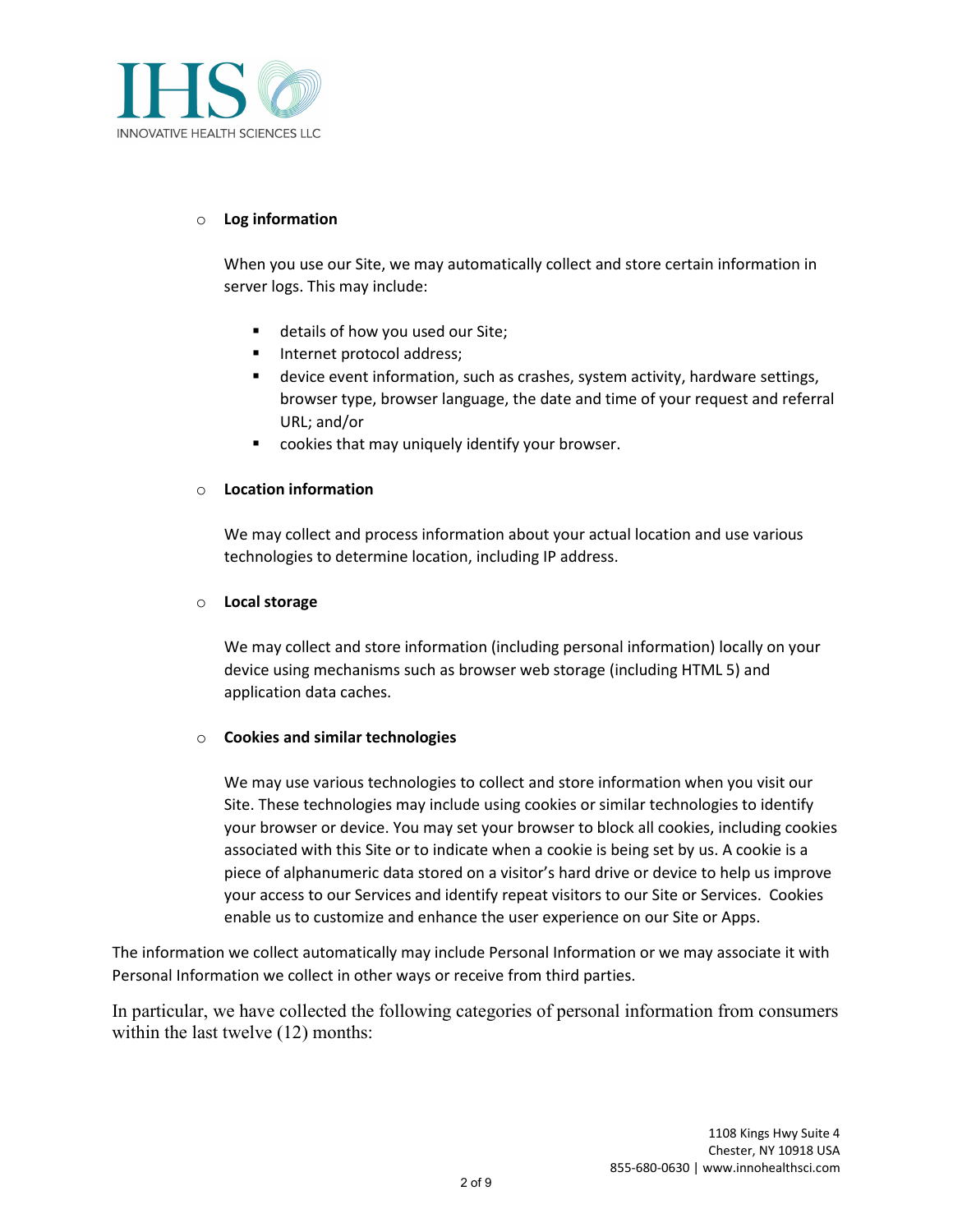- **Log information**

  When you use our Site, we may automatically collect and store certain information in server logs. This may include:

  - details of how you used our Site;
  - Internet protocol address;
  - device event information, such as crashes, system activity, hardware settings, browser type, browser language, the date and time of your request and referral URL; and/or
  - cookies that may uniquely identify your browser.

- **Location information**

  We may collect and process information about your actual location and use various technologies to determine location, including IP address.

- **Local storage**

  We may collect and store information (including personal information) locally on your device using mechanisms such as browser web storage (including HTML 5) and application data caches.

- **Cookies and similar technologies**

  We may use various technologies to collect and store information when you visit our Site. These technologies may include using cookies or similar technologies to identify your browser or device. You may set your browser to block all cookies, including cookies associated with this Site or to indicate when a cookie is being set by us. A cookie is a piece of alphanumeric data stored on a visitor's hard drive or device to help us improve your access to our Services and identify repeat visitors to our Site or Services. Cookies enable us to customize and enhance the user experience on our Site or Apps.

The information we collect automatically may include Personal Information or we may associate it with Personal Information we collect in other ways or receive from third parties.

In particular, we have collected the following categories of personal information from consumers within the last twelve (12) months: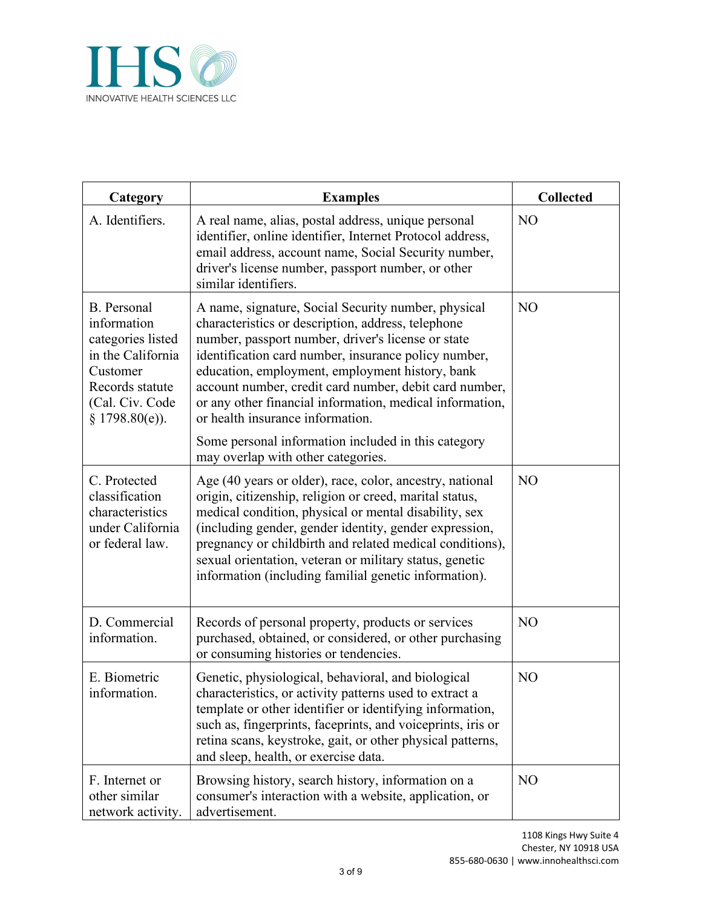| Category | Examples | Collected |
|---|---|---|
| A. Identifiers. | A real name, alias, postal address, unique personal identifier, online identifier, Internet Protocol address, email address, account name, Social Security number, driver's license number, passport number, or other similar identifiers. | NO |
| B. Personal information categories listed in the California Customer Records statute (Cal. Civ. Code § 1798.80(e)). | A name, signature, Social Security number, physical characteristics or description, address, telephone number, passport number, driver's license or state identification card number, insurance policy number, education, employment, employment history, bank account number, credit card number, debit card number, or any other financial information, medical information, or health insurance information. Some personal information included in this category may overlap with other categories. | NO |
| C. Protected classification characteristics under California or federal law. | Age (40 years or older), race, color, ancestry, national origin, citizenship, religion or creed, marital status, medical condition, physical or mental disability, sex (including gender, gender identity, gender expression, pregnancy or childbirth and related medical conditions), sexual orientation, veteran or military status, genetic information (including familial genetic information). | NO |
| D. Commercial information. | Records of personal property, products or services purchased, obtained, or considered, or other purchasing or consuming histories or tendencies. | NO |
| E. Biometric information. | Genetic, physiological, behavioral, and biological characteristics, or activity patterns used to extract a template or other identifier or identifying information, such as, fingerprints, faceprints, and voiceprints, iris or retina scans, keystroke, gait, or other physical patterns, and sleep, health, or exercise data. | NO |
| F. Internet or other similar network activity. | Browsing history, search history, information on a consumer's interaction with a website, application, or advertisement. | NO |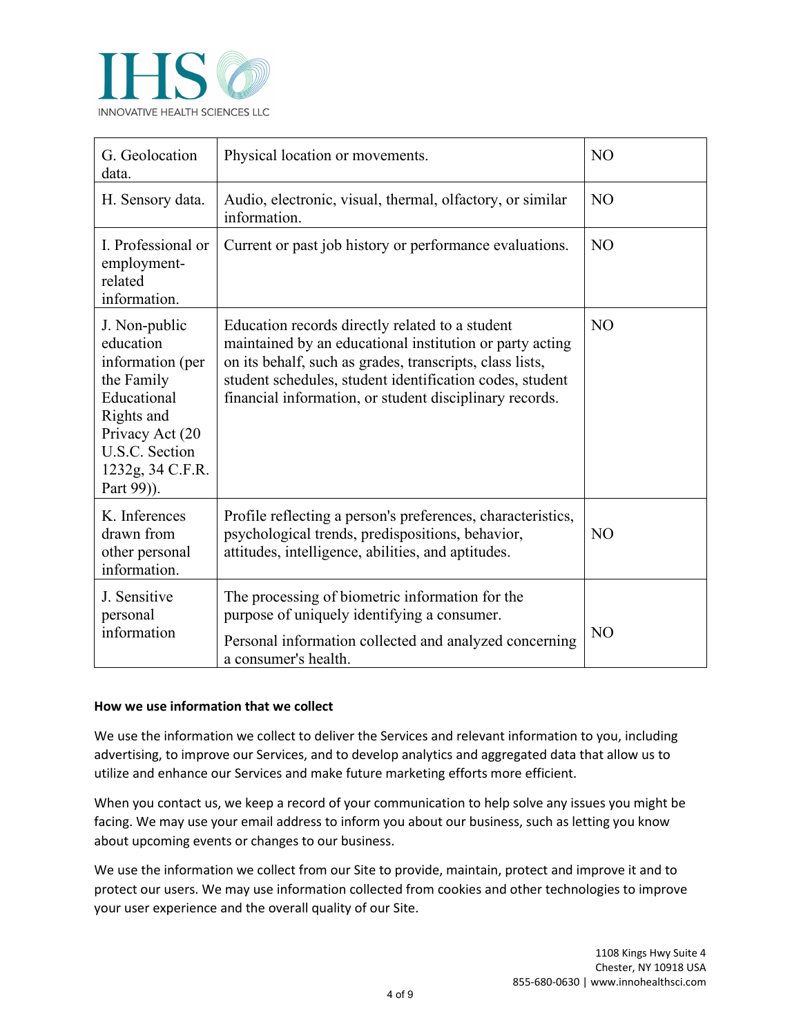| | | |
|---|---|---|
| G. Geolocation data. | Physical location or movements. | NO |
| H. Sensory data. | Audio, electronic, visual, thermal, olfactory, or similar information. | NO |
| I. Professional or employment-related information. | Current or past job history or performance evaluations. | NO |
| J. Non-public education information (per the Family Educational Rights and Privacy Act (20 U.S.C. Section 1232g, 34 C.F.R. Part 99)). | Education records directly related to a student maintained by an educational institution or party acting on its behalf, such as grades, transcripts, class lists, student schedules, student identification codes, student financial information, or student disciplinary records. | NO |
| K. Inferences drawn from other personal information. | Profile reflecting a person's preferences, characteristics, psychological trends, predispositions, behavior, attitudes, intelligence, abilities, and aptitudes. | NO |
| J. Sensitive personal information | The processing of biometric information for the purpose of uniquely identifying a consumer.<br>Personal information collected and analyzed concerning a consumer's health. | NO |

**How we use information that we collect**

We use the information we collect to deliver the Services and relevant information to you, including advertising, to improve our Services, and to develop analytics and aggregated data that allow us to utilize and enhance our Services and make future marketing efforts more efficient.

When you contact us, we keep a record of your communication to help solve any issues you might be facing. We may use your email address to inform you about our business, such as letting you know about upcoming events or changes to our business.

We use the information we collect from our Site to provide, maintain, protect and improve it and to protect our users. We may use information collected from cookies and other technologies to improve your user experience and the overall quality of our Site.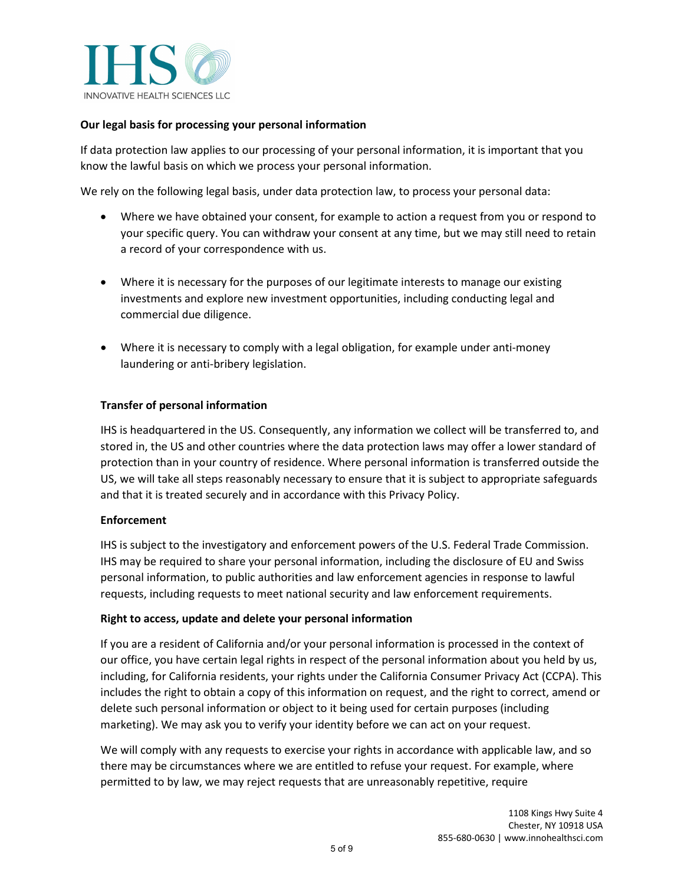**Our legal basis for processing your personal information**

If data protection law applies to our processing of your personal information, it is important that you know the lawful basis on which we process your personal information.

We rely on the following legal basis, under data protection law, to process your personal data:

- Where we have obtained your consent, for example to action a request from you or respond to your specific query. You can withdraw your consent at any time, but we may still need to retain a record of your correspondence with us.
- Where it is necessary for the purposes of our legitimate interests to manage our existing investments and explore new investment opportunities, including conducting legal and commercial due diligence.
- Where it is necessary to comply with a legal obligation, for example under anti-money laundering or anti-bribery legislation.

**Transfer of personal information**

IHS is headquartered in the US. Consequently, any information we collect will be transferred to, and stored in, the US and other countries where the data protection laws may offer a lower standard of protection than in your country of residence. Where personal information is transferred outside the US, we will take all steps reasonably necessary to ensure that it is subject to appropriate safeguards and that it is treated securely and in accordance with this Privacy Policy.

**Enforcement**

IHS is subject to the investigatory and enforcement powers of the U.S. Federal Trade Commission. IHS may be required to share your personal information, including the disclosure of EU and Swiss personal information, to public authorities and law enforcement agencies in response to lawful requests, including requests to meet national security and law enforcement requirements.

**Right to access, update and delete your personal information**

If you are a resident of California and/or your personal information is processed in the context of our office, you have certain legal rights in respect of the personal information about you held by us, including, for California residents, your rights under the California Consumer Privacy Act (CCPA). This includes the right to obtain a copy of this information on request, and the right to correct, amend or delete such personal information or object to it being used for certain purposes (including marketing). We may ask you to verify your identity before we can act on your request.

We will comply with any requests to exercise your rights in accordance with applicable law, and so there may be circumstances where we are entitled to refuse your request. For example, where permitted to by law, we may reject requests that are unreasonably repetitive, require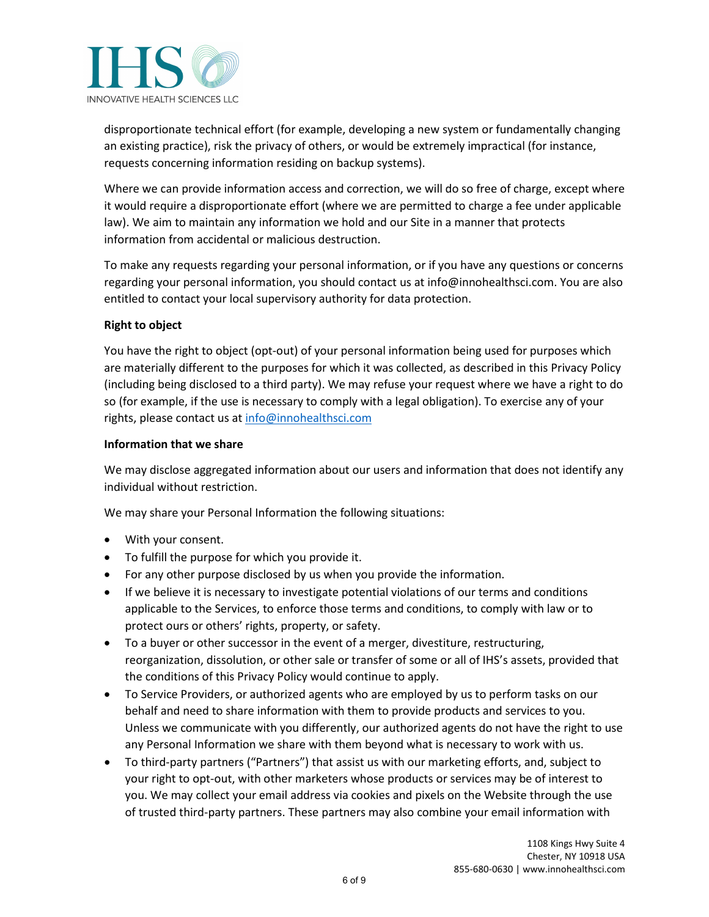disproportionate technical effort (for example, developing a new system or fundamentally changing an existing practice), risk the privacy of others, or would be extremely impractical (for instance, requests concerning information residing on backup systems).

Where we can provide information access and correction, we will do so free of charge, except where it would require a disproportionate effort (where we are permitted to charge a fee under applicable law). We aim to maintain any information we hold and our Site in a manner that protects information from accidental or malicious destruction.

To make any requests regarding your personal information, or if you have any questions or concerns regarding your personal information, you should contact us at info@innohealthsci.com. You are also entitled to contact your local supervisory authority for data protection.

**Right to object**

You have the right to object (opt-out) of your personal information being used for purposes which are materially different to the purposes for which it was collected, as described in this Privacy Policy (including being disclosed to a third party). We may refuse your request where we have a right to do so (for example, if the use is necessary to comply with a legal obligation). To exercise any of your rights, please contact us at info@innohealthsci.com

**Information that we share**

We may disclose aggregated information about our users and information that does not identify any individual without restriction.

We may share your Personal Information the following situations:

- With your consent.
- To fulfill the purpose for which you provide it.
- For any other purpose disclosed by us when you provide the information.
- If we believe it is necessary to investigate potential violations of our terms and conditions applicable to the Services, to enforce those terms and conditions, to comply with law or to protect ours or others' rights, property, or safety.
- To a buyer or other successor in the event of a merger, divestiture, restructuring, reorganization, dissolution, or other sale or transfer of some or all of IHS's assets, provided that the conditions of this Privacy Policy would continue to apply.
- To Service Providers, or authorized agents who are employed by us to perform tasks on our behalf and need to share information with them to provide products and services to you. Unless we communicate with you differently, our authorized agents do not have the right to use any Personal Information we share with them beyond what is necessary to work with us.
- To third-party partners ("Partners") that assist us with our marketing efforts, and, subject to your right to opt-out, with other marketers whose products or services may be of interest to you. We may collect your email address via cookies and pixels on the Website through the use of trusted third-party partners. These partners may also combine your email information with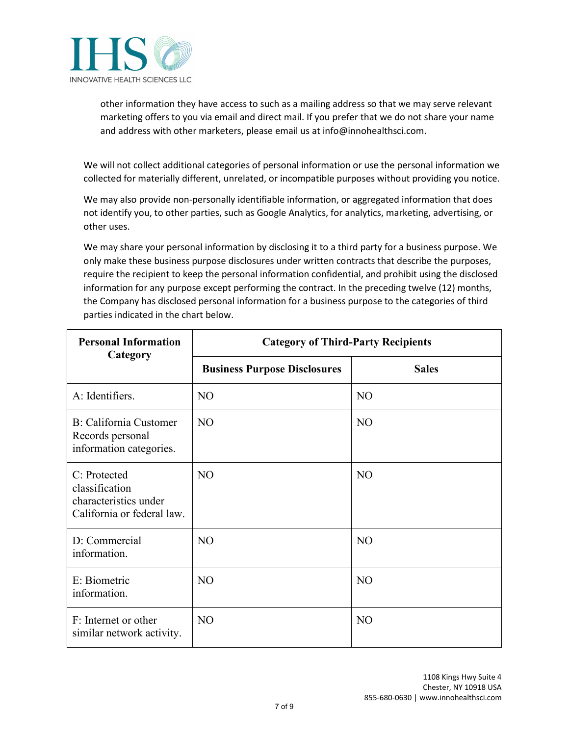other information they have access to such as a mailing address so that we may serve relevant marketing offers to you via email and direct mail. If you prefer that we do not share your name and address with other marketers, please email us at info@innohealthsci.com.

We will not collect additional categories of personal information or use the personal information we collected for materially different, unrelated, or incompatible purposes without providing you notice.

We may also provide non-personally identifiable information, or aggregated information that does not identify you, to other parties, such as Google Analytics, for analytics, marketing, advertising, or other uses.

We may share your personal information by disclosing it to a third party for a business purpose. We only make these business purpose disclosures under written contracts that describe the purposes, require the recipient to keep the personal information confidential, and prohibit using the disclosed information for any purpose except performing the contract. In the preceding twelve (12) months, the Company has disclosed personal information for a business purpose to the categories of third parties indicated in the chart below.

| Personal Information Category | Category of Third-Party Recipients | |
|---|---|---|
| | **Business Purpose Disclosures** | **Sales** |
| A: Identifiers. | NO | NO |
| B: California Customer Records personal information categories. | NO | NO |
| C: Protected classification characteristics under California or federal law. | NO | NO |
| D: Commercial information. | NO | NO |
| E: Biometric information. | NO | NO |
| F: Internet or other similar network activity. | NO | NO |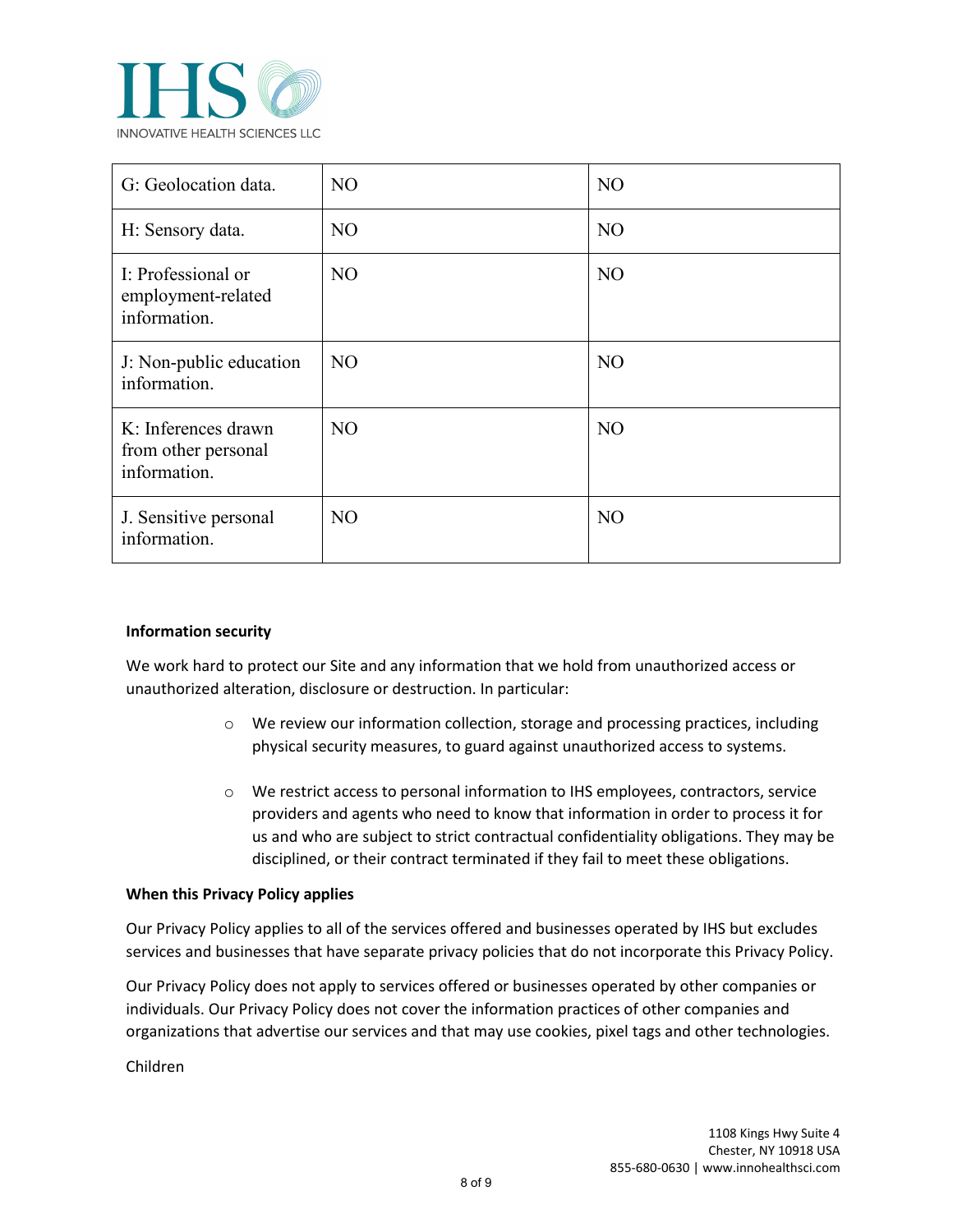| G: Geolocation data. | NO | NO |
|---|---|---|
| H: Sensory data. | NO | NO |
| I: Professional or employment-related information. | NO | NO |
| J: Non-public education information. | NO | NO |
| K: Inferences drawn from other personal information. | NO | NO |
| J. Sensitive personal information. | NO | NO |

**Information security**

We work hard to protect our Site and any information that we hold from unauthorized access or unauthorized alteration, disclosure or destruction. In particular:

- We review our information collection, storage and processing practices, including physical security measures, to guard against unauthorized access to systems.
- We restrict access to personal information to IHS employees, contractors, service providers and agents who need to know that information in order to process it for us and who are subject to strict contractual confidentiality obligations. They may be disciplined, or their contract terminated if they fail to meet these obligations.

**When this Privacy Policy applies**

Our Privacy Policy applies to all of the services offered and businesses operated by IHS but excludes services and businesses that have separate privacy policies that do not incorporate this Privacy Policy.

Our Privacy Policy does not apply to services offered or businesses operated by other companies or individuals. Our Privacy Policy does not cover the information practices of other companies and organizations that advertise our services and that may use cookies, pixel tags and other technologies.

Children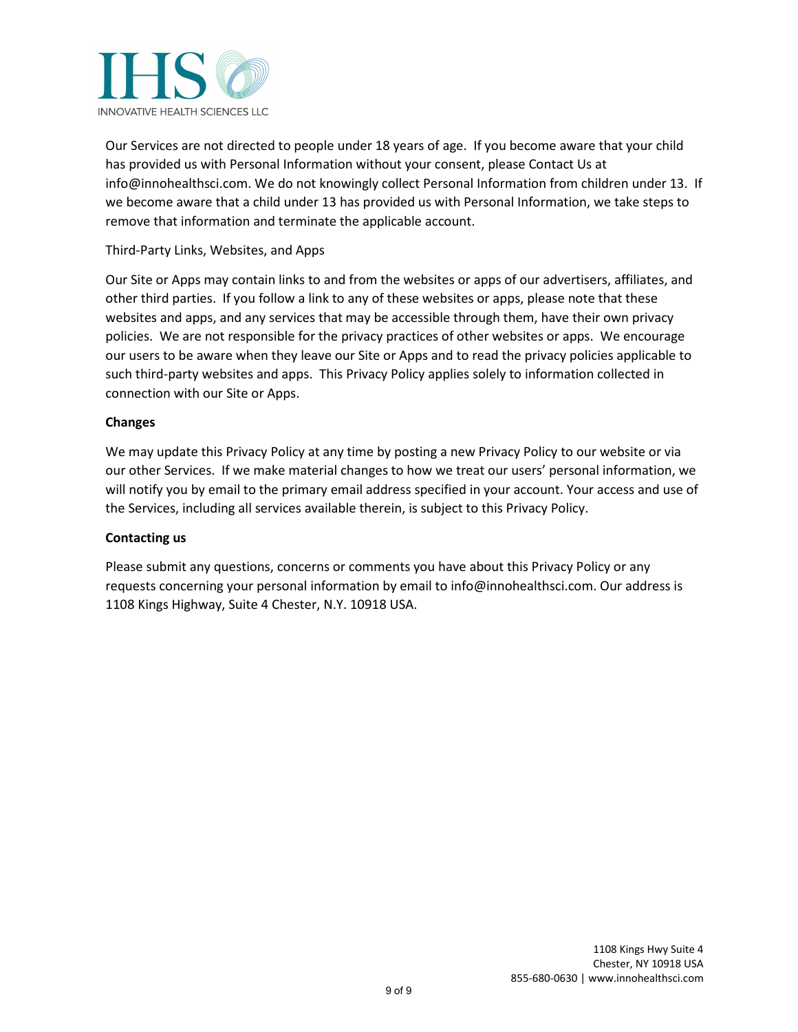Our Services are not directed to people under 18 years of age. If you become aware that your child has provided us with Personal Information without your consent, please Contact Us at info@innohealthsci.com. We do not knowingly collect Personal Information from children under 13. If we become aware that a child under 13 has provided us with Personal Information, we take steps to remove that information and terminate the applicable account.

Third-Party Links, Websites, and Apps

Our Site or Apps may contain links to and from the websites or apps of our advertisers, affiliates, and other third parties. If you follow a link to any of these websites or apps, please note that these websites and apps, and any services that may be accessible through them, have their own privacy policies. We are not responsible for the privacy practices of other websites or apps. We encourage our users to be aware when they leave our Site or Apps and to read the privacy policies applicable to such third-party websites and apps. This Privacy Policy applies solely to information collected in connection with our Site or Apps.

**Changes**

We may update this Privacy Policy at any time by posting a new Privacy Policy to our website or via our other Services. If we make material changes to how we treat our users' personal information, we will notify you by email to the primary email address specified in your account. Your access and use of the Services, including all services available therein, is subject to this Privacy Policy.

**Contacting us**

Please submit any questions, concerns or comments you have about this Privacy Policy or any requests concerning your personal information by email to info@innohealthsci.com. Our address is 1108 Kings Highway, Suite 4 Chester, N.Y. 10918 USA.